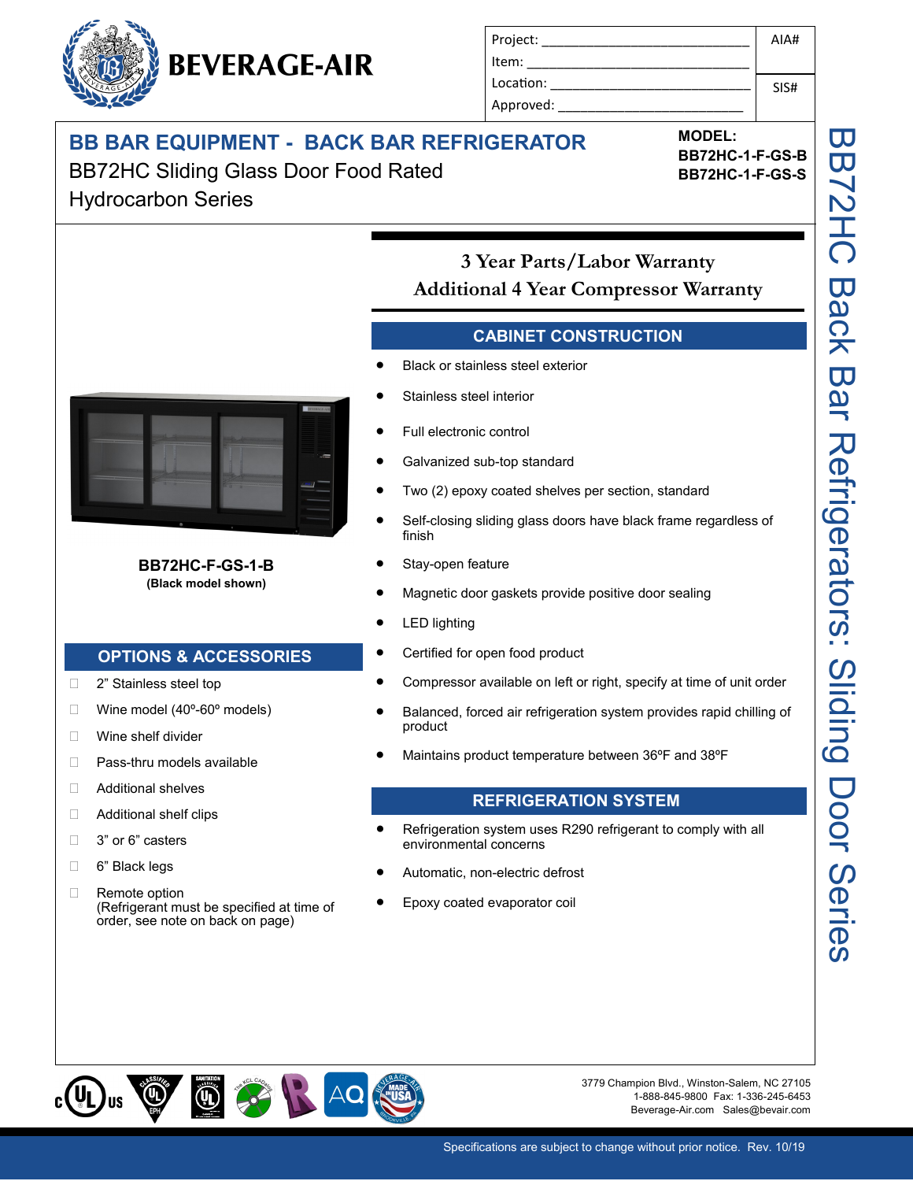**BEVERAGE-AIR**

| Project: | AIA# |
|---|---|
| Item: | |
| Location: | SIS# |
| Approved: | |

# BB BAR EQUIPMENT - BACK BAR REFRIGERATOR

BB72HC Sliding Glass Door Food Rated Hydrocarbon Series

**MODEL:**
**BB72HC-1-F-GS-B**
**BB72HC-1-F-GS-S**

BB72HC Back Bar Refrigerators: Sliding Door Series

**BB72HC-F-GS-1-B**
**(Black model shown)**

## 3 Year Parts/Labor Warranty
## Additional 4 Year Compressor Warranty

## CABINET CONSTRUCTION

- Black or stainless steel exterior
- Stainless steel interior
- Full electronic control
- Galvanized sub-top standard
- Two (2) epoxy coated shelves per section, standard
- Self-closing sliding glass doors have black frame regardless of finish
- Stay-open feature
- Magnetic door gaskets provide positive door sealing
- LED lighting
- Certified for open food product
- Compressor available on left or right, specify at time of unit order
- Balanced, forced air refrigeration system provides rapid chilling of product
- Maintains product temperature between 36ºF and 38ºF

## REFRIGERATION SYSTEM

- Refrigeration system uses R290 refrigerant to comply with all environmental concerns
- Automatic, non-electric defrost
- Epoxy coated evaporator coil

## OPTIONS & ACCESSORIES

- ☐ 2" Stainless steel top
- ☐ Wine model (40º-60º models)
- ☐ Wine shelf divider
- ☐ Pass-thru models available
- ☐ Additional shelves
- ☐ Additional shelf clips
- ☐ 3" or 6" casters
- ☐ 6" Black legs
- ☐ Remote option (Refrigerant must be specified at time of order, see note on back on page)

3779 Champion Blvd., Winston-Salem, NC 27105
1-888-845-9800 Fax: 1-336-245-6453
Beverage-Air.com Sales@bevair.com

Specifications are subject to change without prior notice. Rev. 10/19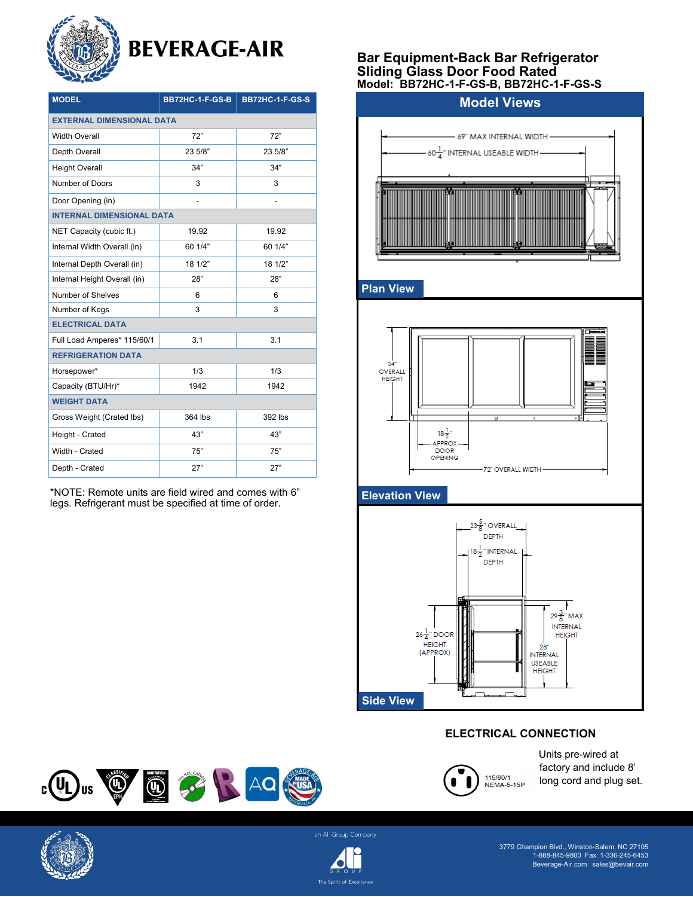# BEVERAGE-AIR

## Bar Equipment-Back Bar Refrigerator Sliding Glass Door Food Rated
**Model: BB72HC-1-F-GS-B, BB72HC-1-F-GS-S**

| MODEL | BB72HC-1-F-GS-B | BB72HC-1-F-GS-S |
|---|---|---|
| **EXTERNAL DIMENSIONAL DATA** | | |
| Width Overall | 72" | 72" |
| Depth Overall | 23 5/8" | 23 5/8" |
| Height Overall | 34" | 34" |
| Number of Doors | 3 | 3 |
| Door Opening (in) | - | - |
| **INTERNAL DIMENSIONAL DATA** | | |
| NET Capacity (cubic ft.) | 19.92 | 19.92 |
| Internal Width Overall (in) | 60 1/4" | 60 1/4" |
| Internal Depth Overall (in) | 18 1/2" | 18 1/2" |
| Internal Height Overall (in) | 28" | 28" |
| Number of Shelves | 6 | 6 |
| Number of Kegs | 3 | 3 |
| **ELECTRICAL DATA** | | |
| Full Load Amperes* 115/60/1 | 3.1 | 3.1 |
| **REFRIGERATION DATA** | | |
| Horsepower* | 1/3 | 1/3 |
| Capacity (BTU/Hr)* | 1942 | 1942 |
| **WEIGHT DATA** | | |
| Gross Weight (Crated lbs) | 364 lbs | 392 lbs |
| Height - Crated | 43" | 43" |
| Width - Crated | 75" | 75" |
| Depth - Crated | 27" | 27" |

*NOTE: Remote units are field wired and comes with 6" legs. Refrigerant must be specified at time of order.

## Model Views

69" MAX INTERNAL WIDTH
$60\frac{1}{4}$" INTERNAL USEABLE WIDTH

**Plan View**

34" OVERALL HEIGHT
$18\frac{1}{2}$" APPROX DOOR OPENING
72" OVERALL WIDTH

**Elevation View**

$23\frac{5}{8}$" OVERALL DEPTH
$18\frac{1}{2}$" INTERNAL DEPTH
$26\frac{1}{4}$" DOOR HEIGHT (APPROX)
$29\frac{3}{8}$" MAX INTERNAL HEIGHT
28" INTERNAL USEABLE HEIGHT

**Side View**

## ELECTRICAL CONNECTION

115/60/1
NEMA-5-15P

Units pre-wired at factory and include 8' long cord and plug set.

an Ali Group Company
The Spirit of Excellence

3779 Champion Blvd., Winston-Salem, NC 27105
1-888-845-9800 Fax: 1-336-245-6453
Beverage-Air.com sales@bevair.com